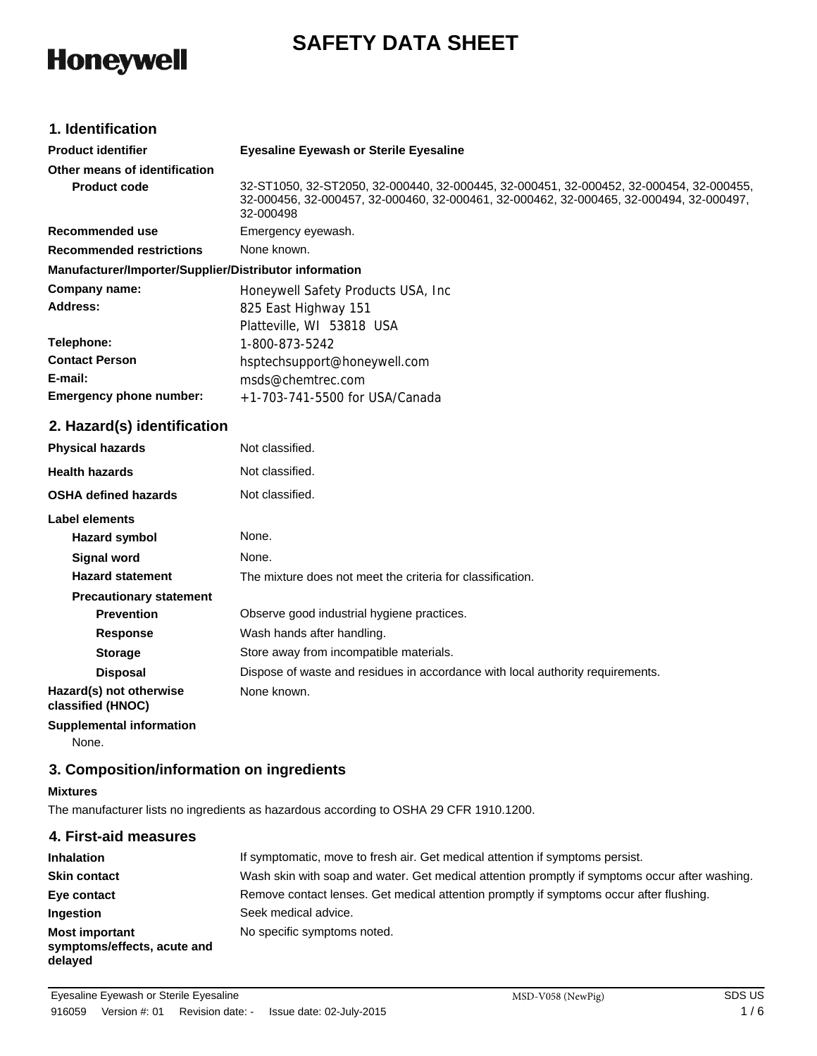**Honeywell**

# SAFETY DATA SHEET

## 1. Identification

| | |
|---|---|
| **Product identifier** | **Eyesaline Eyewash or Sterile Eyesaline** |
| **Other means of identification** | |
| **Product code** | 32-ST1050, 32-ST2050, 32-000440, 32-000445, 32-000451, 32-000452, 32-000454, 32-000455, 32-000456, 32-000457, 32-000460, 32-000461, 32-000462, 32-000465, 32-000494, 32-000497, 32-000498 |
| **Recommended use** | Emergency eyewash. |
| **Recommended restrictions** | None known. |

**Manufacturer/Importer/Supplier/Distributor information**

| | |
|---|---|
| **Company name:** | Honeywell Safety Products USA, Inc |
| **Address:** | 825 East Highway 151<br>Platteville, WI 53818 USA |
| **Telephone:** | 1-800-873-5242 |
| **Contact Person** | hsptechsupport@honeywell.com |
| **E-mail:** | msds@chemtrec.com |
| **Emergency phone number:** | +1-703-741-5500 for USA/Canada |

## 2. Hazard(s) identification

| | |
|---|---|
| **Physical hazards** | Not classified. |
| **Health hazards** | Not classified. |
| **OSHA defined hazards** | Not classified. |

**Label elements**

| | |
|---|---|
| **Hazard symbol** | None. |
| **Signal word** | None. |
| **Hazard statement** | The mixture does not meet the criteria for classification. |
| **Precautionary statement** | |
| **Prevention** | Observe good industrial hygiene practices. |
| **Response** | Wash hands after handling. |
| **Storage** | Store away from incompatible materials. |
| **Disposal** | Dispose of waste and residues in accordance with local authority requirements. |
| **Hazard(s) not otherwise classified (HNOC)** | None known. |

**Supplemental information**

None.

## 3. Composition/information on ingredients

**Mixtures**

The manufacturer lists no ingredients as hazardous according to OSHA 29 CFR 1910.1200.

## 4. First-aid measures

| | |
|---|---|
| **Inhalation** | If symptomatic, move to fresh air. Get medical attention if symptoms persist. |
| **Skin contact** | Wash skin with soap and water. Get medical attention promptly if symptoms occur after washing. |
| **Eye contact** | Remove contact lenses. Get medical attention promptly if symptoms occur after flushing. |
| **Ingestion** | Seek medical advice. |
| **Most important symptoms/effects, acute and delayed** | No specific symptoms noted. |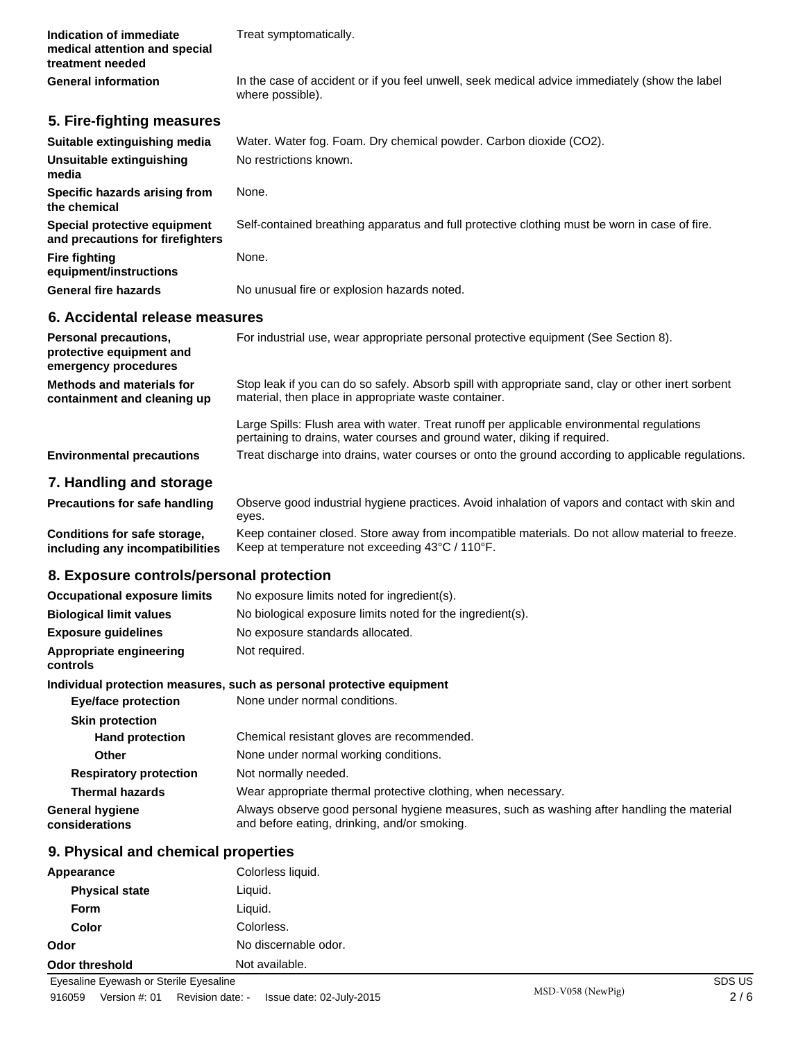| | |
|---|---|
| **Indication of immediate medical attention and special treatment needed** | Treat symptomatically. |
| **General information** | In the case of accident or if you feel unwell, seek medical advice immediately (show the label where possible). |

## 5. Fire-fighting measures

| | |
|---|---|
| **Suitable extinguishing media** | Water. Water fog. Foam. Dry chemical powder. Carbon dioxide ($CO_2$). |
| **Unsuitable extinguishing media** | No restrictions known. |
| **Specific hazards arising from the chemical** | None. |
| **Special protective equipment and precautions for firefighters** | Self-contained breathing apparatus and full protective clothing must be worn in case of fire. |
| **Fire fighting equipment/instructions** | None. |
| **General fire hazards** | No unusual fire or explosion hazards noted. |

## 6. Accidental release measures

| | |
|---|---|
| **Personal precautions, protective equipment and emergency procedures** | For industrial use, wear appropriate personal protective equipment (See Section 8). |
| **Methods and materials for containment and cleaning up** | Stop leak if you can do so safely. Absorb spill with appropriate sand, clay or other inert sorbent material, then place in appropriate waste container.<br><br>Large Spills: Flush area with water. Treat runoff per applicable environmental regulations pertaining to drains, water courses and ground water, diking if required. |
| **Environmental precautions** | Treat discharge into drains, water courses or onto the ground according to applicable regulations. |

## 7. Handling and storage

| | |
|---|---|
| **Precautions for safe handling** | Observe good industrial hygiene practices. Avoid inhalation of vapors and contact with skin and eyes. |
| **Conditions for safe storage, including any incompatibilities** | Keep container closed. Store away from incompatible materials. Do not allow material to freeze. Keep at temperature not exceeding 43°C / 110°F. |

## 8. Exposure controls/personal protection

| | |
|---|---|
| **Occupational exposure limits** | No exposure limits noted for ingredient(s). |
| **Biological limit values** | No biological exposure limits noted for the ingredient(s). |
| **Exposure guidelines** | No exposure standards allocated. |
| **Appropriate engineering controls** | Not required. |

**Individual protection measures, such as personal protective equipment**

| | |
|---|---|
| **Eye/face protection** | None under normal conditions. |
| **Skin protection** | |
| **Hand protection** | Chemical resistant gloves are recommended. |
| **Other** | None under normal working conditions. |
| **Respiratory protection** | Not normally needed. |
| **Thermal hazards** | Wear appropriate thermal protective clothing, when necessary. |
| **General hygiene considerations** | Always observe good personal hygiene measures, such as washing after handling the material and before eating, drinking, and/or smoking. |

## 9. Physical and chemical properties

| | |
|---|---|
| **Appearance** | Colorless liquid. |
| **Physical state** | Liquid. |
| **Form** | Liquid. |
| **Color** | Colorless. |
| **Odor** | No discernable odor. |
| **Odor threshold** | Not available. |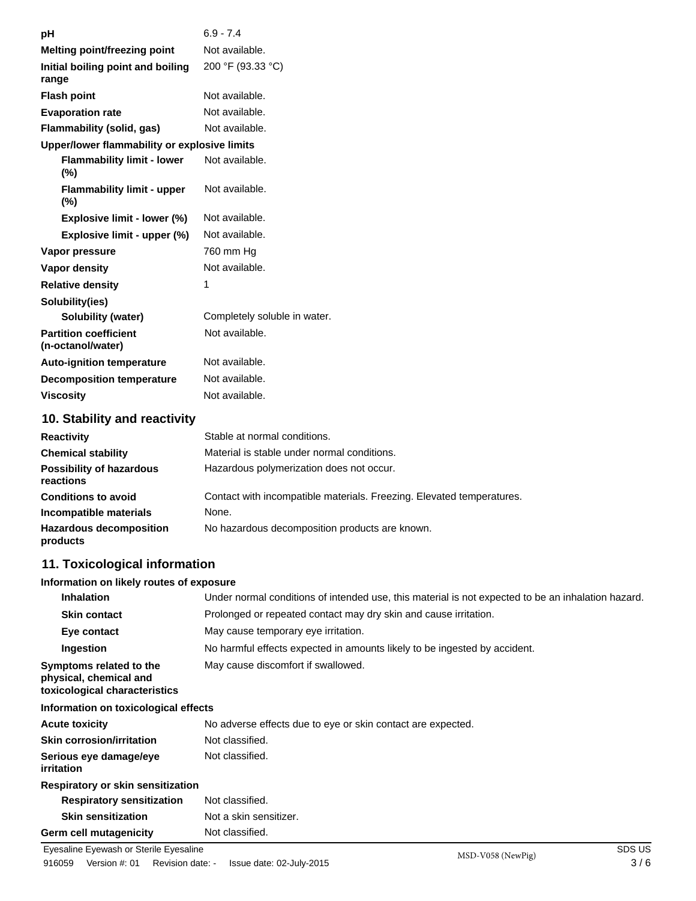| | |
|---|---|
| **pH** | 6.9 - 7.4 |
| **Melting point/freezing point** | Not available. |
| **Initial boiling point and boiling range** | 200 °F (93.33 °C) |
| **Flash point** | Not available. |
| **Evaporation rate** | Not available. |
| **Flammability (solid, gas)** | Not available. |
| **Upper/lower flammability or explosive limits** | |
| **Flammability limit - lower (%)** | Not available. |
| **Flammability limit - upper (%)** | Not available. |
| **Explosive limit - lower (%)** | Not available. |
| **Explosive limit - upper (%)** | Not available. |
| **Vapor pressure** | 760 mm Hg |
| **Vapor density** | Not available. |
| **Relative density** | 1 |
| **Solubility(ies)** | |
| **Solubility (water)** | Completely soluble in water. |
| **Partition coefficient (n-octanol/water)** | Not available. |
| **Auto-ignition temperature** | Not available. |
| **Decomposition temperature** | Not available. |
| **Viscosity** | Not available. |

## 10. Stability and reactivity

| | |
|---|---|
| **Reactivity** | Stable at normal conditions. |
| **Chemical stability** | Material is stable under normal conditions. |
| **Possibility of hazardous reactions** | Hazardous polymerization does not occur. |
| **Conditions to avoid** | Contact with incompatible materials. Freezing. Elevated temperatures. |
| **Incompatible materials** | None. |
| **Hazardous decomposition products** | No hazardous decomposition products are known. |

## 11. Toxicological information

**Information on likely routes of exposure**

| | |
|---|---|
| **Inhalation** | Under normal conditions of intended use, this material is not expected to be an inhalation hazard. |
| **Skin contact** | Prolonged or repeated contact may dry skin and cause irritation. |
| **Eye contact** | May cause temporary eye irritation. |
| **Ingestion** | No harmful effects expected in amounts likely to be ingested by accident. |
| **Symptoms related to the physical, chemical and toxicological characteristics** | May cause discomfort if swallowed. |

**Information on toxicological effects**

| | |
|---|---|
| **Acute toxicity** | No adverse effects due to eye or skin contact are expected. |
| **Skin corrosion/irritation** | Not classified. |
| **Serious eye damage/eye irritation** | Not classified. |
| **Respiratory or skin sensitization** | |
| **Respiratory sensitization** | Not classified. |
| **Skin sensitization** | Not a skin sensitizer. |
| **Germ cell mutagenicity** | Not classified. |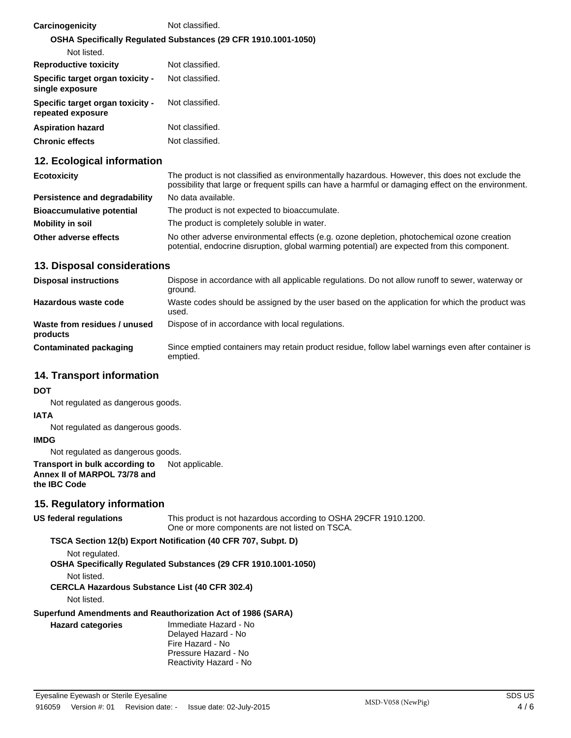| | |
|---|---|
| **Carcinogenicity** | Not classified. |

**OSHA Specifically Regulated Substances (29 CFR 1910.1001-1050)**

Not listed.

| | |
|---|---|
| **Reproductive toxicity** | Not classified. |
| **Specific target organ toxicity - single exposure** | Not classified. |
| **Specific target organ toxicity - repeated exposure** | Not classified. |
| **Aspiration hazard** | Not classified. |
| **Chronic effects** | Not classified. |

## 12. Ecological information

| | |
|---|---|
| **Ecotoxicity** | The product is not classified as environmentally hazardous. However, this does not exclude the possibility that large or frequent spills can have a harmful or damaging effect on the environment. |
| **Persistence and degradability** | No data available. |
| **Bioaccumulative potential** | The product is not expected to bioaccumulate. |
| **Mobility in soil** | The product is completely soluble in water. |
| **Other adverse effects** | No other adverse environmental effects (e.g. ozone depletion, photochemical ozone creation potential, endocrine disruption, global warming potential) are expected from this component. |

## 13. Disposal considerations

| | |
|---|---|
| **Disposal instructions** | Dispose in accordance with all applicable regulations. Do not allow runoff to sewer, waterway or ground. |
| **Hazardous waste code** | Waste codes should be assigned by the user based on the application for which the product was used. |
| **Waste from residues / unused products** | Dispose of in accordance with local regulations. |
| **Contaminated packaging** | Since emptied containers may retain product residue, follow label warnings even after container is emptied. |

## 14. Transport information

**DOT**

Not regulated as dangerous goods.

**IATA**

Not regulated as dangerous goods.

**IMDG**

Not regulated as dangerous goods.

| | |
|---|---|
| **Transport in bulk according to Annex II of MARPOL 73/78 and the IBC Code** | Not applicable. |

## 15. Regulatory information

| | |
|---|---|
| **US federal regulations** | This product is not hazardous according to OSHA 29CFR 1910.1200.<br>One or more components are not listed on TSCA. |

**TSCA Section 12(b) Export Notification (40 CFR 707, Subpt. D)**

Not regulated.

**OSHA Specifically Regulated Substances (29 CFR 1910.1001-1050)**

Not listed.

**CERCLA Hazardous Substance List (40 CFR 302.4)**

Not listed.

**Superfund Amendments and Reauthorization Act of 1986 (SARA)**

| | |
|---|---|
| **Hazard categories** | Immediate Hazard - No<br>Delayed Hazard - No<br>Fire Hazard - No<br>Pressure Hazard - No<br>Reactivity Hazard - No |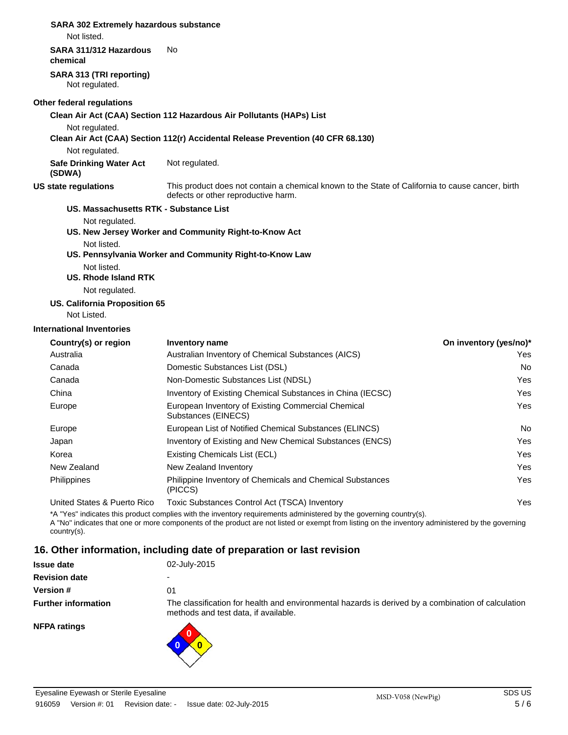**SARA 302 Extremely hazardous substance**

Not listed.

**SARA 311/312 Hazardous chemical** No

**SARA 313 (TRI reporting)**

Not regulated.

**Other federal regulations**

**Clean Air Act (CAA) Section 112 Hazardous Air Pollutants (HAPs) List**

Not regulated.

**Clean Air Act (CAA) Section 112(r) Accidental Release Prevention (40 CFR 68.130)**

Not regulated.

**Safe Drinking Water Act (SDWA)** Not regulated.

**US state regulations** This product does not contain a chemical known to the State of California to cause cancer, birth defects or other reproductive harm.

**US. Massachusetts RTK - Substance List**

Not regulated.

**US. New Jersey Worker and Community Right-to-Know Act**

Not listed.

**US. Pennsylvania Worker and Community Right-to-Know Law**

Not listed.

**US. Rhode Island RTK**

Not regulated.

**US. California Proposition 65**

Not Listed.

**International Inventories**

| Country(s) or region | Inventory name | On inventory (yes/no)* |
|---|---|---|
| Australia | Australian Inventory of Chemical Substances (AICS) | Yes |
| Canada | Domestic Substances List (DSL) | No |
| Canada | Non-Domestic Substances List (NDSL) | Yes |
| China | Inventory of Existing Chemical Substances in China (IECSC) | Yes |
| Europe | European Inventory of Existing Commercial Chemical Substances (EINECS) | Yes |
| Europe | European List of Notified Chemical Substances (ELINCS) | No |
| Japan | Inventory of Existing and New Chemical Substances (ENCS) | Yes |
| Korea | Existing Chemicals List (ECL) | Yes |
| New Zealand | New Zealand Inventory | Yes |
| Philippines | Philippine Inventory of Chemicals and Chemical Substances (PICCS) | Yes |
| United States & Puerto Rico | Toxic Substances Control Act (TSCA) Inventory | Yes |

*A "Yes" indicates this product complies with the inventory requirements administered by the governing country(s).
A "No" indicates that one or more components of the product are not listed or exempt from listing on the inventory administered by the governing country(s).

## 16. Other information, including date of preparation or last revision

**Issue date** 02-July-2015

**Revision date** -

**Version #** 01

**Further information** The classification for health and environmental hazards is derived by a combination of calculation methods and test data, if available.

**NFPA ratings** Health: 0, Flammability: 0, Instability: 0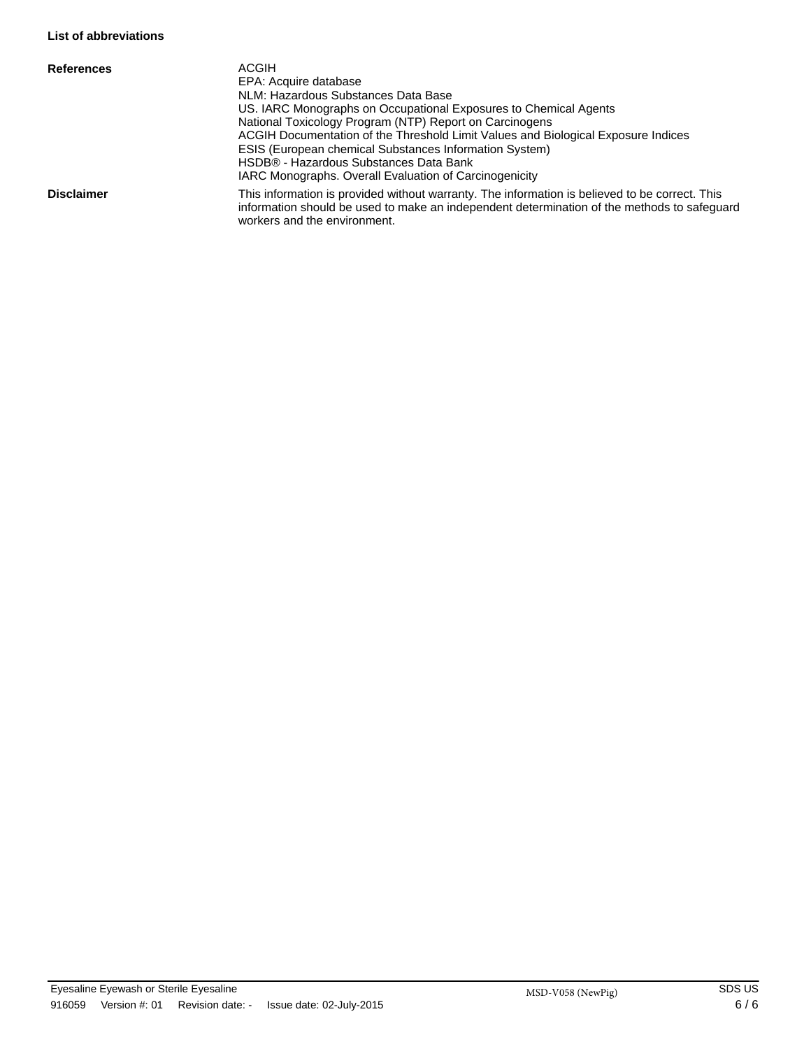**List of abbreviations**

**References**

ACGIH
EPA: Acquire database
NLM: Hazardous Substances Data Base
US. IARC Monographs on Occupational Exposures to Chemical Agents
National Toxicology Program (NTP) Report on Carcinogens
ACGIH Documentation of the Threshold Limit Values and Biological Exposure Indices
ESIS (European chemical Substances Information System)
HSDB® - Hazardous Substances Data Bank
IARC Monographs. Overall Evaluation of Carcinogenicity

**Disclaimer**

This information is provided without warranty. The information is believed to be correct. This information should be used to make an independent determination of the methods to safeguard workers and the environment.